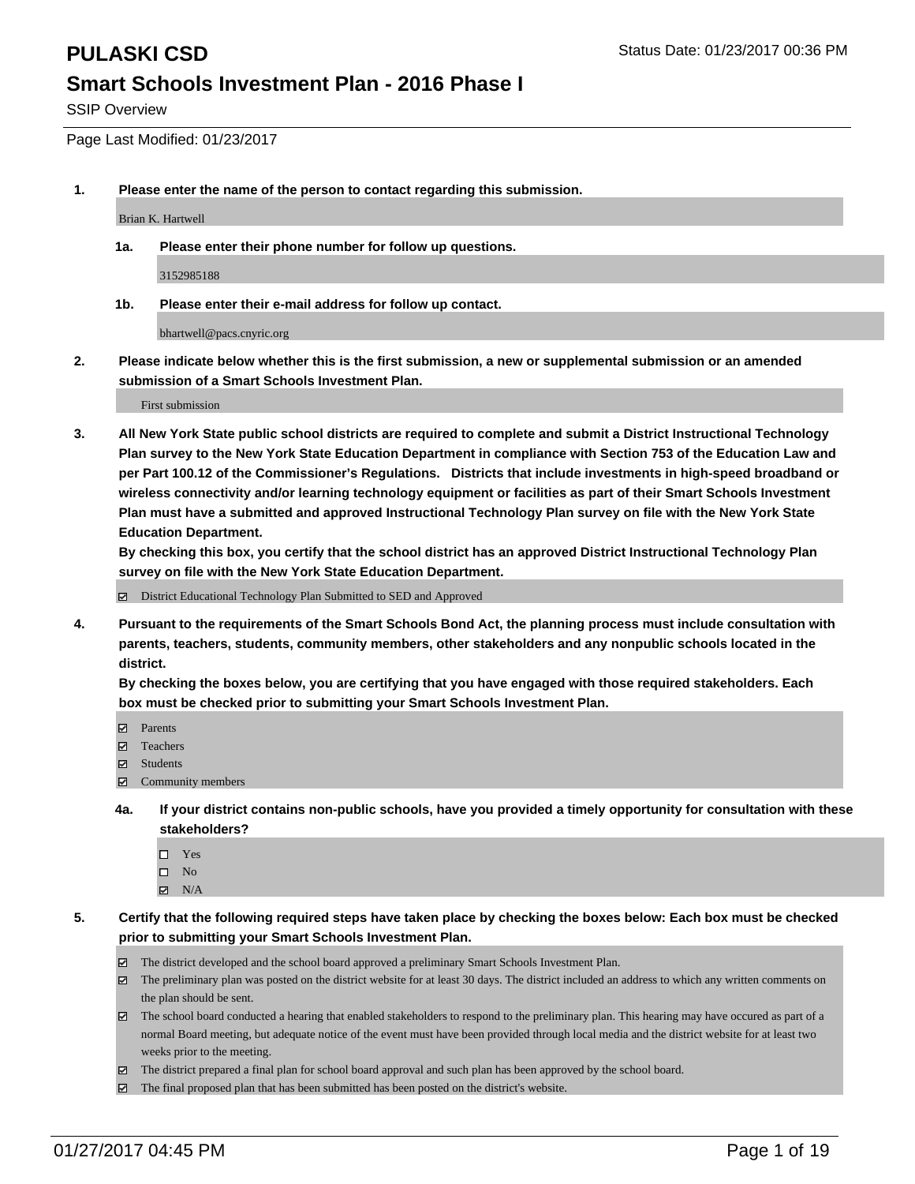# PULASKI CSD

Status Date: 01/23/2017 00:36 PM

## Smart Schools Investment Plan - 2016 Phase I

SSIP Overview

Page Last Modified: 01/23/2017

**1. Please enter the name of the person to contact regarding this submission.**

Brian K. Hartwell

**1a. Please enter their phone number for follow up questions.**

3152985188

**1b. Please enter their e-mail address for follow up contact.**

bhartwell@pacs.cnyric.org

**2. Please indicate below whether this is the first submission, a new or supplemental submission or an amended submission of a Smart Schools Investment Plan.**

First submission

**3. All New York State public school districts are required to complete and submit a District Instructional Technology Plan survey to the New York State Education Department in compliance with Section 753 of the Education Law and per Part 100.12 of the Commissioner's Regulations. Districts that include investments in high-speed broadband or wireless connectivity and/or learning technology equipment or facilities as part of their Smart Schools Investment Plan must have a submitted and approved Instructional Technology Plan survey on file with the New York State Education Department.**
**By checking this box, you certify that the school district has an approved District Instructional Technology Plan survey on file with the New York State Education Department.**

- ☑ District Educational Technology Plan Submitted to SED and Approved

**4. Pursuant to the requirements of the Smart Schools Bond Act, the planning process must include consultation with parents, teachers, students, community members, other stakeholders and any nonpublic schools located in the district.**
**By checking the boxes below, you are certifying that you have engaged with those required stakeholders. Each box must be checked prior to submitting your Smart Schools Investment Plan.**

- ☑ Parents
- ☑ Teachers
- ☑ Students
- ☑ Community members

**4a. If your district contains non-public schools, have you provided a timely opportunity for consultation with these stakeholders?**

- ☐ Yes
- ☐ No
- ☑ N/A

**5. Certify that the following required steps have taken place by checking the boxes below: Each box must be checked prior to submitting your Smart Schools Investment Plan.**

- ☑ The district developed and the school board approved a preliminary Smart Schools Investment Plan.
- ☑ The preliminary plan was posted on the district website for at least 30 days. The district included an address to which any written comments on the plan should be sent.
- ☑ The school board conducted a hearing that enabled stakeholders to respond to the preliminary plan. This hearing may have occured as part of a normal Board meeting, but adequate notice of the event must have been provided through local media and the district website for at least two weeks prior to the meeting.
- ☑ The district prepared a final plan for school board approval and such plan has been approved by the school board.
- ☑ The final proposed plan that has been submitted has been posted on the district's website.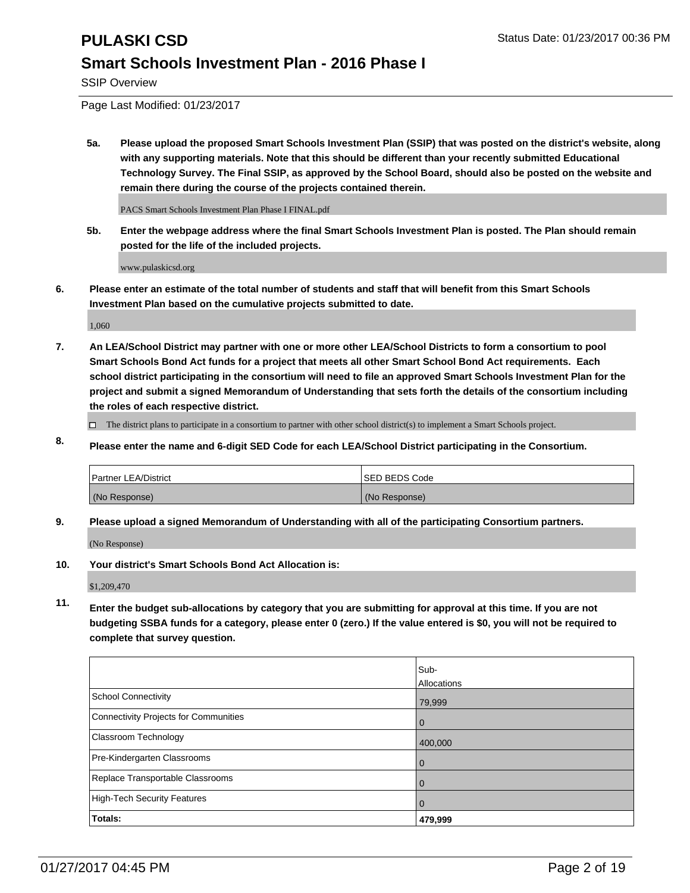# PULASKI CSD

## Smart Schools Investment Plan - 2016 Phase I

SSIP Overview

Page Last Modified: 01/23/2017

**5a. Please upload the proposed Smart Schools Investment Plan (SSIP) that was posted on the district's website, along with any supporting materials. Note that this should be different than your recently submitted Educational Technology Survey. The Final SSIP, as approved by the School Board, should also be posted on the website and remain there during the course of the projects contained therein.**

PACS Smart Schools Investment Plan Phase I FINAL.pdf

**5b. Enter the webpage address where the final Smart Schools Investment Plan is posted. The Plan should remain posted for the life of the included projects.**

www.pulaskicsd.org

**6. Please enter an estimate of the total number of students and staff that will benefit from this Smart Schools Investment Plan based on the cumulative projects submitted to date.**

1,060

**7. An LEA/School District may partner with one or more other LEA/School Districts to form a consortium to pool Smart Schools Bond Act funds for a project that meets all other Smart School Bond Act requirements. Each school district participating in the consortium will need to file an approved Smart Schools Investment Plan for the project and submit a signed Memorandum of Understanding that sets forth the details of the consortium including the roles of each respective district.**

☐ The district plans to participate in a consortium to partner with other school district(s) to implement a Smart Schools project.

**8. Please enter the name and 6-digit SED Code for each LEA/School District participating in the Consortium.**

| Partner LEA/District | SED BEDS Code |
|---|---|
| (No Response) | (No Response) |

**9. Please upload a signed Memorandum of Understanding with all of the participating Consortium partners.**

(No Response)

**10. Your district's Smart Schools Bond Act Allocation is:**

$1,209,470

**11. Enter the budget sub-allocations by category that you are submitting for approval at this time. If you are not budgeting SSBA funds for a category, please enter 0 (zero.) If the value entered is $0, you will not be required to complete that survey question.**

| | Sub-Allocations |
|---|---|
| School Connectivity | 79,999 |
| Connectivity Projects for Communities | 0 |
| Classroom Technology | 400,000 |
| Pre-Kindergarten Classrooms | 0 |
| Replace Transportable Classrooms | 0 |
| High-Tech Security Features | 0 |
| **Totals:** | **479,999** |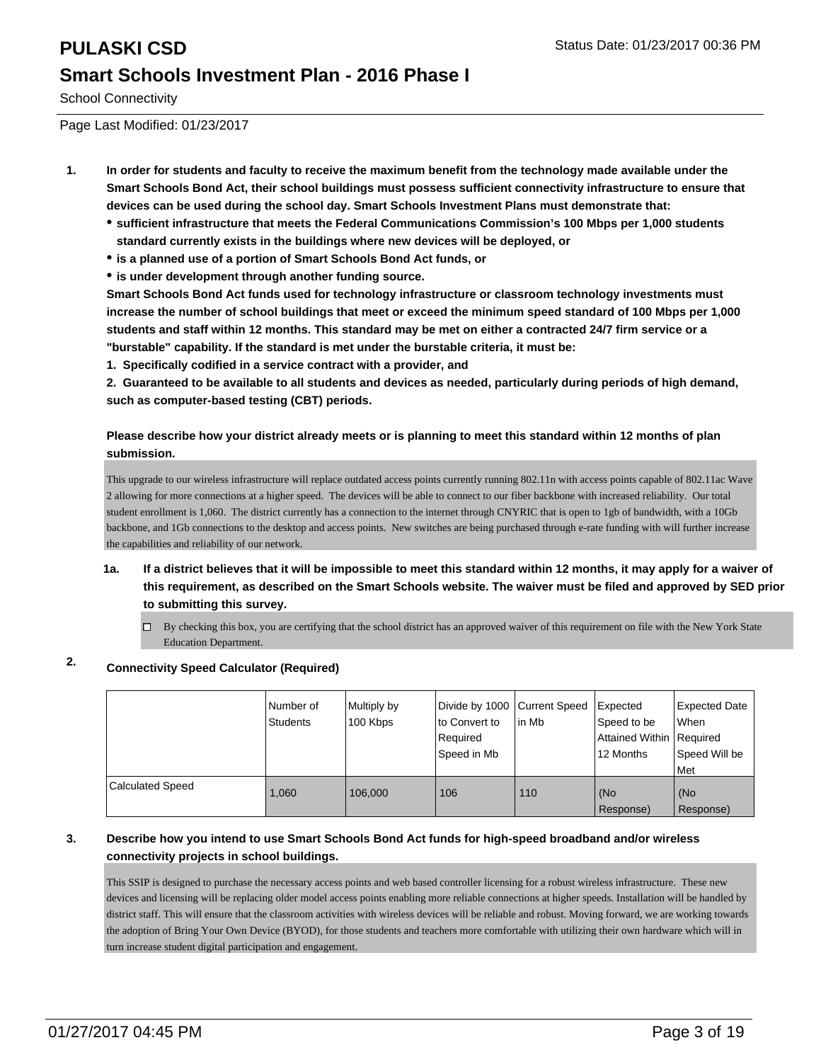# PULASKI CSD

## Smart Schools Investment Plan - 2016 Phase I

School Connectivity

Page Last Modified: 01/23/2017

**1. In order for students and faculty to receive the maximum benefit from the technology made available under the Smart Schools Bond Act, their school buildings must possess sufficient connectivity infrastructure to ensure that devices can be used during the school day. Smart Schools Investment Plans must demonstrate that:**

- **sufficient infrastructure that meets the Federal Communications Commission's 100 Mbps per 1,000 students standard currently exists in the buildings where new devices will be deployed, or**
- **is a planned use of a portion of Smart Schools Bond Act funds, or**
- **is under development through another funding source.**

**Smart Schools Bond Act funds used for technology infrastructure or classroom technology investments must increase the number of school buildings that meet or exceed the minimum speed standard of 100 Mbps per 1,000 students and staff within 12 months. This standard may be met on either a contracted 24/7 firm service or a "burstable" capability. If the standard is met under the burstable criteria, it must be:**

**1. Specifically codified in a service contract with a provider, and**

**2. Guaranteed to be available to all students and devices as needed, particularly during periods of high demand, such as computer-based testing (CBT) periods.**

**Please describe how your district already meets or is planning to meet this standard within 12 months of plan submission.**

This upgrade to our wireless infrastructure will replace outdated access points currently running 802.11n with access points capable of 802.11ac Wave 2 allowing for more connections at a higher speed. The devices will be able to connect to our fiber backbone with increased reliability. Our total student enrollment is 1,060. The district currently has a connection to the internet through CNYRIC that is open to 1gb of bandwidth, with a 10Gb backbone, and 1Gb connections to the desktop and access points. New switches are being purchased through e-rate funding with will further increase the capabilities and reliability of our network.

**1a. If a district believes that it will be impossible to meet this standard within 12 months, it may apply for a waiver of this requirement, as described on the Smart Schools website. The waiver must be filed and approved by SED prior to submitting this survey.**

☐ By checking this box, you are certifying that the school district has an approved waiver of this requirement on file with the New York State Education Department.

**2. Connectivity Speed Calculator (Required)**

| | Number of Students | Multiply by 100 Kbps | Divide by 1000 to Convert to Required Speed in Mb | Current Speed in Mb | Expected Speed to be Attained Within 12 Months | Expected Date When Required Speed Will be Met |
|---|---|---|---|---|---|---|
| Calculated Speed | 1,060 | 106,000 | 106 | 110 | (No Response) | (No Response) |

**3. Describe how you intend to use Smart Schools Bond Act funds for high-speed broadband and/or wireless connectivity projects in school buildings.**

This SSIP is designed to purchase the necessary access points and web based controller licensing for a robust wireless infrastructure. These new devices and licensing will be replacing older model access points enabling more reliable connections at higher speeds. Installation will be handled by district staff. This will ensure that the classroom activities with wireless devices will be reliable and robust. Moving forward, we are working towards the adoption of Bring Your Own Device (BYOD), for those students and teachers more comfortable with utilizing their own hardware which will in turn increase student digital participation and engagement.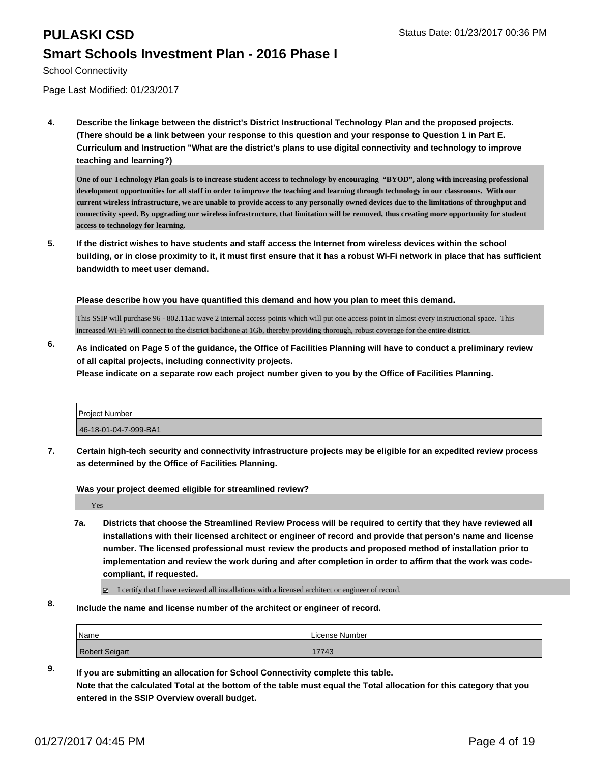**4. Describe the linkage between the district's District Instructional Technology Plan and the proposed projects. (There should be a link between your response to this question and your response to Question 1 in Part E. Curriculum and Instruction "What are the district's plans to use digital connectivity and technology to improve teaching and learning?)**

**One of our Technology Plan goals is to increase student access to technology by encouraging "BYOD", along with increasing professional development opportunities for all staff in order to improve the teaching and learning through technology in our classrooms. With our current wireless infrastructure, we are unable to provide access to any personally owned devices due to the limitations of throughput and connectivity speed. By upgrading our wireless infrastructure, that limitation will be removed, thus creating more opportunity for student access to technology for learning.**

**5. If the district wishes to have students and staff access the Internet from wireless devices within the school building, or in close proximity to it, it must first ensure that it has a robust Wi-Fi network in place that has sufficient bandwidth to meet user demand.**

**Please describe how you have quantified this demand and how you plan to meet this demand.**

This SSIP will purchase 96 - 802.11ac wave 2 internal access points which will put one access point in almost every instructional space. This increased Wi-Fi will connect to the district backbone at 1Gb, thereby providing thorough, robust coverage for the entire district.

**6. As indicated on Page 5 of the guidance, the Office of Facilities Planning will have to conduct a preliminary review of all capital projects, including connectivity projects.**
**Please indicate on a separate row each project number given to you by the Office of Facilities Planning.**

| Project Number |
|---|
| 46-18-01-04-7-999-BA1 |

**7. Certain high-tech security and connectivity infrastructure projects may be eligible for an expedited review process as determined by the Office of Facilities Planning.**

**Was your project deemed eligible for streamlined review?**

Yes

**7a. Districts that choose the Streamlined Review Process will be required to certify that they have reviewed all installations with their licensed architect or engineer of record and provide that person's name and license number. The licensed professional must review the products and proposed method of installation prior to implementation and review the work during and after completion in order to affirm that the work was code-compliant, if requested.**

☑ I certify that I have reviewed all installations with a licensed architect or engineer of record.

**8. Include the name and license number of the architect or engineer of record.**

| Name | License Number |
|---|---|
| Robert Seigart | 17743 |

**9. If you are submitting an allocation for School Connectivity complete this table.**
**Note that the calculated Total at the bottom of the table must equal the Total allocation for this category that you entered in the SSIP Overview overall budget.**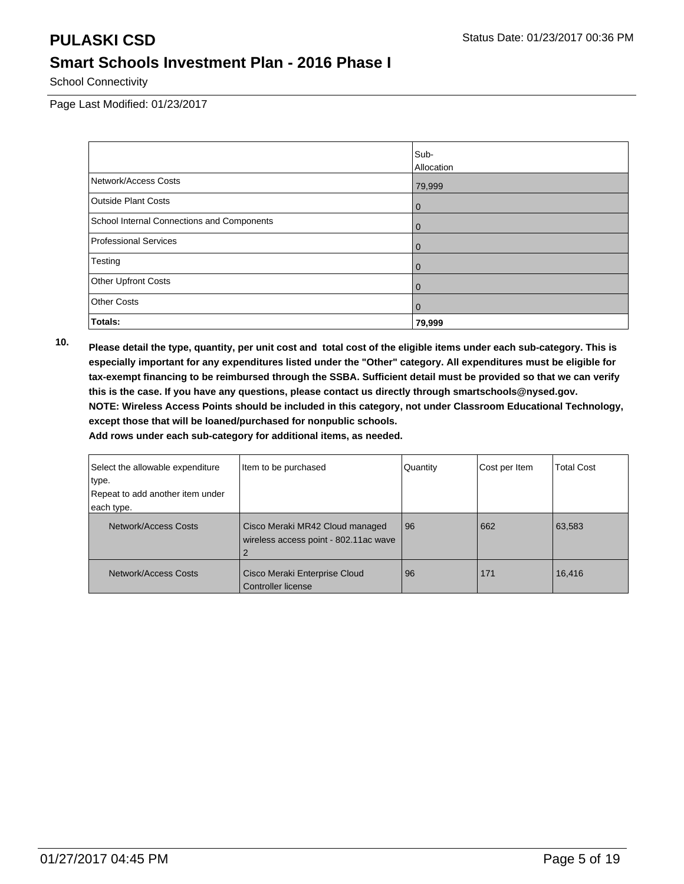# PULASKI CSD

Status Date: 01/23/2017 00:36 PM

## Smart Schools Investment Plan - 2016 Phase I

School Connectivity

Page Last Modified: 01/23/2017

| | Sub-Allocation |
|---|---|
| Network/Access Costs | 79,999 |
| Outside Plant Costs | 0 |
| School Internal Connections and Components | 0 |
| Professional Services | 0 |
| Testing | 0 |
| Other Upfront Costs | 0 |
| Other Costs | 0 |
| **Totals:** | **79,999** |

**10. Please detail the type, quantity, per unit cost and total cost of the eligible items under each sub-category. This is especially important for any expenditures listed under the "Other" category. All expenditures must be eligible for tax-exempt financing to be reimbursed through the SSBA. Sufficient detail must be provided so that we can verify this is the case. If you have any questions, please contact us directly through smartschools@nysed.gov.**
**NOTE: Wireless Access Points should be included in this category, not under Classroom Educational Technology, except those that will be loaned/purchased for nonpublic schools.**
**Add rows under each sub-category for additional items, as needed.**

| Select the allowable expenditure type. Repeat to add another item under each type. | Item to be purchased | Quantity | Cost per Item | Total Cost |
|---|---|---|---|---|
| Network/Access Costs | Cisco Meraki MR42 Cloud managed wireless access point - 802.11ac wave 2 | 96 | 662 | 63,583 |
| Network/Access Costs | Cisco Meraki Enterprise Cloud Controller license | 96 | 171 | 16,416 |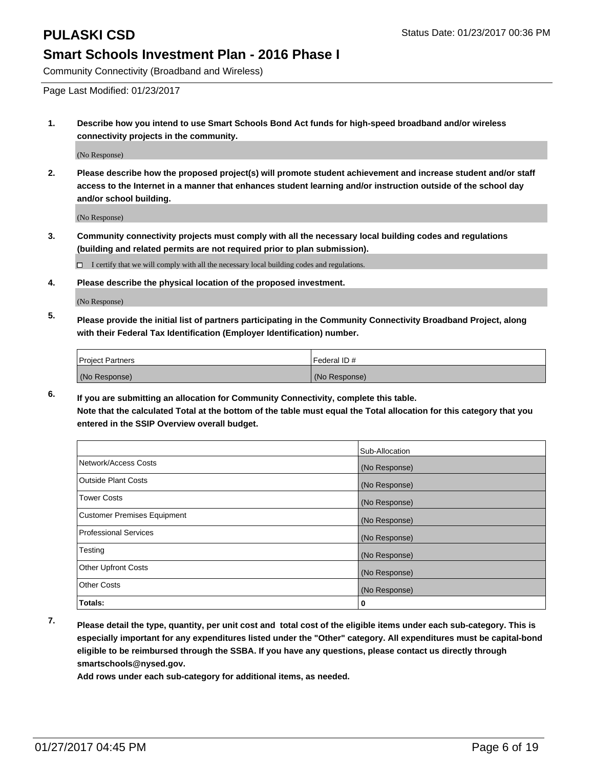## Community Connectivity (Broadband and Wireless)

Page Last Modified: 01/23/2017

**1. Describe how you intend to use Smart Schools Bond Act funds for high-speed broadband and/or wireless connectivity projects in the community.**

(No Response)

**2. Please describe how the proposed project(s) will promote student achievement and increase student and/or staff access to the Internet in a manner that enhances student learning and/or instruction outside of the school day and/or school building.**

(No Response)

**3. Community connectivity projects must comply with all the necessary local building codes and regulations (building and related permits are not required prior to plan submission).**

☐ I certify that we will comply with all the necessary local building codes and regulations.

**4. Please describe the physical location of the proposed investment.**

(No Response)

**5. Please provide the initial list of partners participating in the Community Connectivity Broadband Project, along with their Federal Tax Identification (Employer Identification) number.**

| Project Partners | Federal ID # |
|---|---|
| (No Response) | (No Response) |

**6. If you are submitting an allocation for Community Connectivity, complete this table.**
**Note that the calculated Total at the bottom of the table must equal the Total allocation for this category that you entered in the SSIP Overview overall budget.**

| | Sub-Allocation |
|---|---|
| Network/Access Costs | (No Response) |
| Outside Plant Costs | (No Response) |
| Tower Costs | (No Response) |
| Customer Premises Equipment | (No Response) |
| Professional Services | (No Response) |
| Testing | (No Response) |
| Other Upfront Costs | (No Response) |
| Other Costs | (No Response) |
| **Totals:** | **0** |

**7. Please detail the type, quantity, per unit cost and total cost of the eligible items under each sub-category. This is especially important for any expenditures listed under the "Other" category. All expenditures must be capital-bond eligible to be reimbursed through the SSBA. If you have any questions, please contact us directly through smartschools@nysed.gov.**

**Add rows under each sub-category for additional items, as needed.**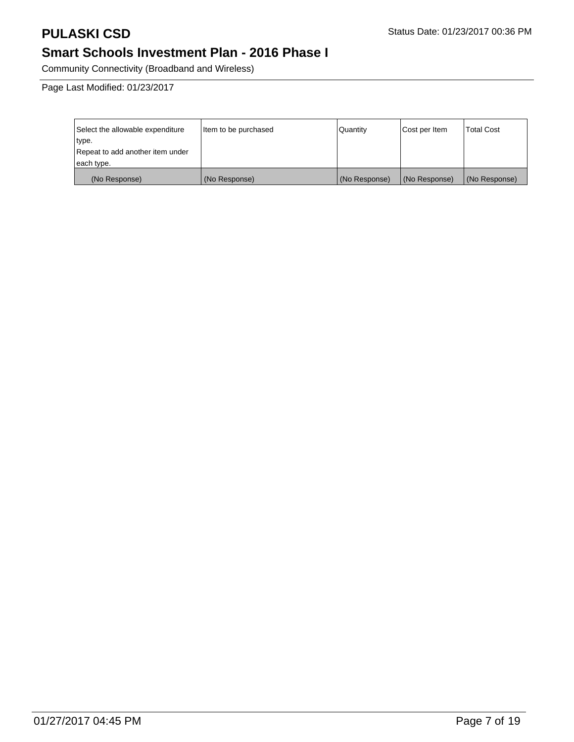# PULASKI CSD

Status Date: 01/23/2017 00:36 PM

## Smart Schools Investment Plan - 2016 Phase I

Community Connectivity (Broadband and Wireless)

Page Last Modified: 01/23/2017

| Select the allowable expenditure type.<br>Repeat to add another item under each type. | Item to be purchased | Quantity | Cost per Item | Total Cost |
|---|---|---|---|---|
| (No Response) | (No Response) | (No Response) | (No Response) | (No Response) |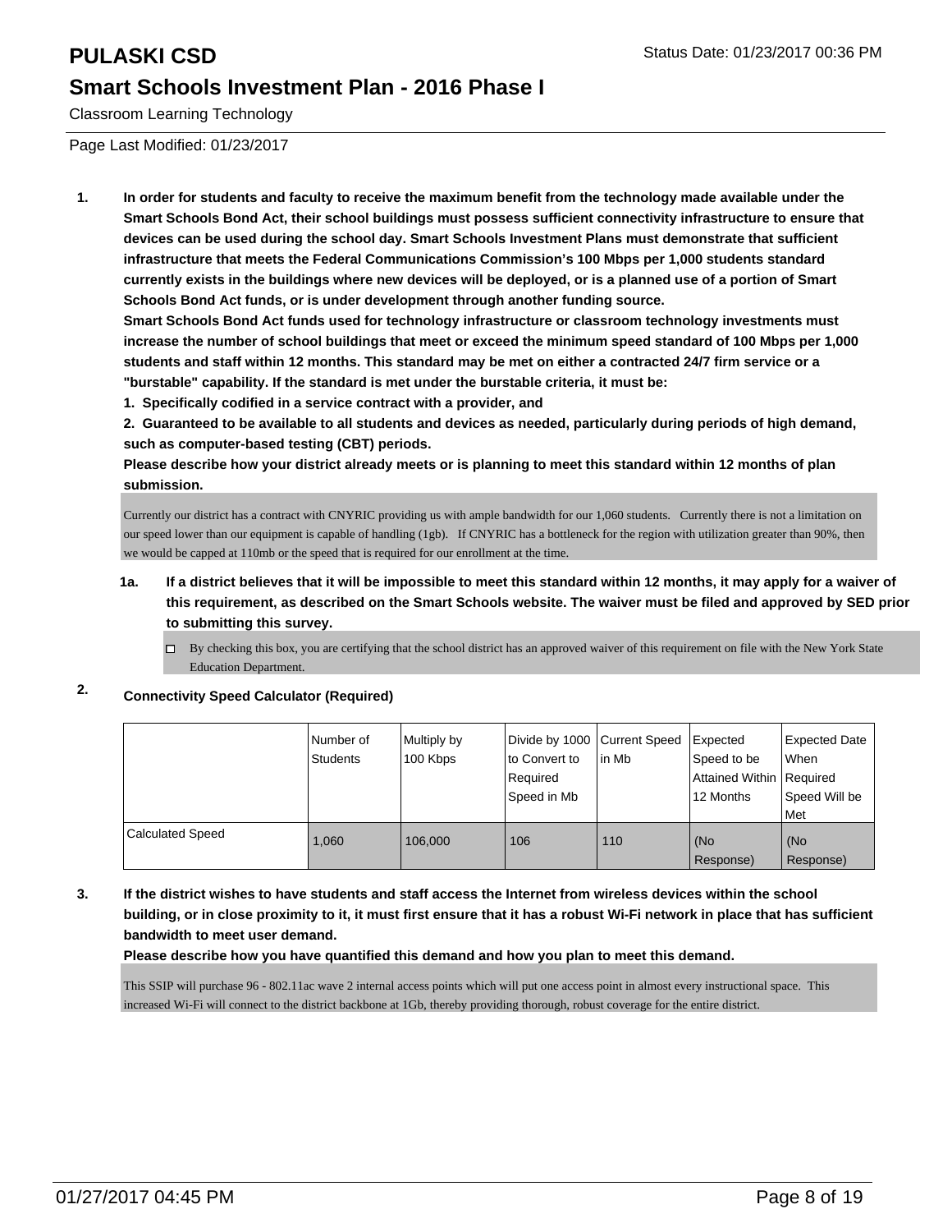# PULASKI CSD

## Smart Schools Investment Plan - 2016 Phase I

Classroom Learning Technology

Status Date: 01/23/2017 00:36 PM

Page Last Modified: 01/23/2017

**1. In order for students and faculty to receive the maximum benefit from the technology made available under the Smart Schools Bond Act, their school buildings must possess sufficient connectivity infrastructure to ensure that devices can be used during the school day. Smart Schools Investment Plans must demonstrate that sufficient infrastructure that meets the Federal Communications Commission's 100 Mbps per 1,000 students standard currently exists in the buildings where new devices will be deployed, or is a planned use of a portion of Smart Schools Bond Act funds, or is under development through another funding source.**

**Smart Schools Bond Act funds used for technology infrastructure or classroom technology investments must increase the number of school buildings that meet or exceed the minimum speed standard of 100 Mbps per 1,000 students and staff within 12 months. This standard may be met on either a contracted 24/7 firm service or a "burstable" capability. If the standard is met under the burstable criteria, it must be:**

**1. Specifically codified in a service contract with a provider, and**

**2. Guaranteed to be available to all students and devices as needed, particularly during periods of high demand, such as computer-based testing (CBT) periods.**

**Please describe how your district already meets or is planning to meet this standard within 12 months of plan submission.**

Currently our district has a contract with CNYRIC providing us with ample bandwidth for our 1,060 students. Currently there is not a limitation on our speed lower than our equipment is capable of handling (1gb). If CNYRIC has a bottleneck for the region with utilization greater than 90%, then we would be capped at 110mb or the speed that is required for our enrollment at the time.

**1a. If a district believes that it will be impossible to meet this standard within 12 months, it may apply for a waiver of this requirement, as described on the Smart Schools website. The waiver must be filed and approved by SED prior to submitting this survey.**

☐ By checking this box, you are certifying that the school district has an approved waiver of this requirement on file with the New York State Education Department.

**2. Connectivity Speed Calculator (Required)**

| | Number of Students | Multiply by 100 Kbps | Divide by 1000 to Convert to Required Speed in Mb | Current Speed in Mb | Expected Speed to be Attained Within 12 Months | Expected Date When Required Speed Will be Met |
|---|---|---|---|---|---|---|
| Calculated Speed | 1,060 | 106,000 | 106 | 110 | (No Response) | (No Response) |

**3. If the district wishes to have students and staff access the Internet from wireless devices within the school building, or in close proximity to it, it must first ensure that it has a robust Wi-Fi network in place that has sufficient bandwidth to meet user demand.**

**Please describe how you have quantified this demand and how you plan to meet this demand.**

This SSIP will purchase 96 - 802.11ac wave 2 internal access points which will put one access point in almost every instructional space. This increased Wi-Fi will connect to the district backbone at 1Gb, thereby providing thorough, robust coverage for the entire district.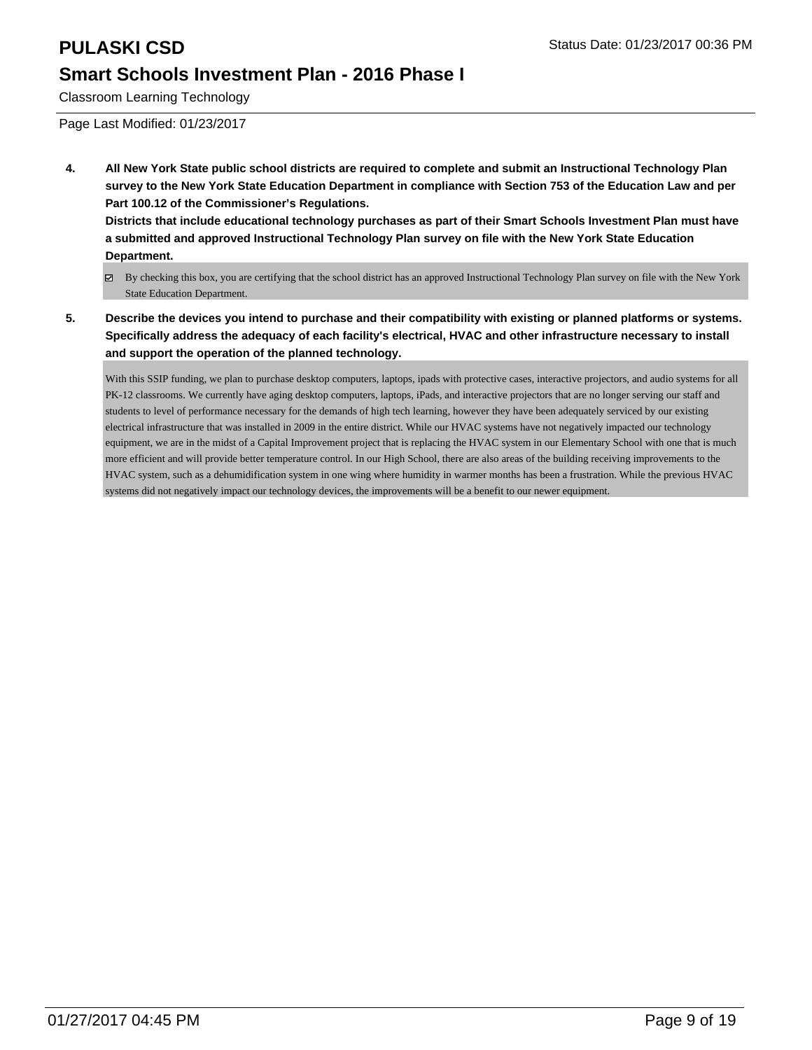Classroom Learning Technology

Page Last Modified: 01/23/2017

**4. All New York State public school districts are required to complete and submit an Instructional Technology Plan survey to the New York State Education Department in compliance with Section 753 of the Education Law and per Part 100.12 of the Commissioner's Regulations.**

**Districts that include educational technology purchases as part of their Smart Schools Investment Plan must have a submitted and approved Instructional Technology Plan survey on file with the New York State Education Department.**

- [x] By checking this box, you are certifying that the school district has an approved Instructional Technology Plan survey on file with the New York State Education Department.

**5. Describe the devices you intend to purchase and their compatibility with existing or planned platforms or systems. Specifically address the adequacy of each facility's electrical, HVAC and other infrastructure necessary to install and support the operation of the planned technology.**

With this SSIP funding, we plan to purchase desktop computers, laptops, ipads with protective cases, interactive projectors, and audio systems for all PK-12 classrooms. We currently have aging desktop computers, laptops, iPads, and interactive projectors that are no longer serving our staff and students to level of performance necessary for the demands of high tech learning, however they have been adequately serviced by our existing electrical infrastructure that was installed in 2009 in the entire district. While our HVAC systems have not negatively impacted our technology equipment, we are in the midst of a Capital Improvement project that is replacing the HVAC system in our Elementary School with one that is much more efficient and will provide better temperature control. In our High School, there are also areas of the building receiving improvements to the HVAC system, such as a dehumidification system in one wing where humidity in warmer months has been a frustration. While the previous HVAC systems did not negatively impact our technology devices, the improvements will be a benefit to our newer equipment.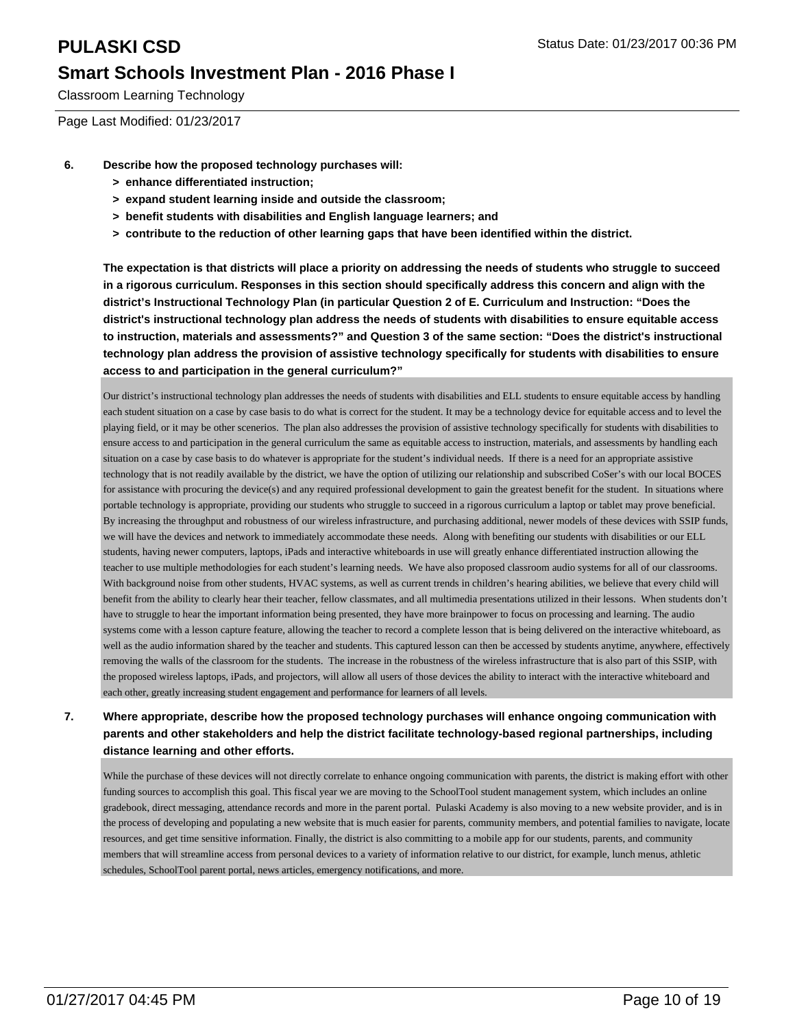**6. Describe how the proposed technology purchases will:**

- **> enhance differentiated instruction;**
- **> expand student learning inside and outside the classroom;**
- **> benefit students with disabilities and English language learners; and**
- **> contribute to the reduction of other learning gaps that have been identified within the district.**

**The expectation is that districts will place a priority on addressing the needs of students who struggle to succeed in a rigorous curriculum. Responses in this section should specifically address this concern and align with the district's Instructional Technology Plan (in particular Question 2 of E. Curriculum and Instruction: "Does the district's instructional technology plan address the needs of students with disabilities to ensure equitable access to instruction, materials and assessments?" and Question 3 of the same section: "Does the district's instructional technology plan address the provision of assistive technology specifically for students with disabilities to ensure access to and participation in the general curriculum?"**

Our district's instructional technology plan addresses the needs of students with disabilities and ELL students to ensure equitable access by handling each student situation on a case by case basis to do what is correct for the student. It may be a technology device for equitable access and to level the playing field, or it may be other scenerios. The plan also addresses the provision of assistive technology specifically for students with disabilities to ensure access to and participation in the general curriculum the same as equitable access to instruction, materials, and assessments by handling each situation on a case by case basis to do whatever is appropriate for the student's individual needs. If there is a need for an appropriate assistive technology that is not readily available by the district, we have the option of utilizing our relationship and subscribed CoSer's with our local BOCES for assistance with procuring the device(s) and any required professional development to gain the greatest benefit for the student. In situations where portable technology is appropriate, providing our students who struggle to succeed in a rigorous curriculum a laptop or tablet may prove beneficial. By increasing the throughput and robustness of our wireless infrastructure, and purchasing additional, newer models of these devices with SSIP funds, we will have the devices and network to immediately accommodate these needs. Along with benefiting our students with disabilities or our ELL students, having newer computers, laptops, iPads and interactive whiteboards in use will greatly enhance differentiated instruction allowing the teacher to use multiple methodologies for each student's learning needs. We have also proposed classroom audio systems for all of our classrooms. With background noise from other students, HVAC systems, as well as current trends in children's hearing abilities, we believe that every child will benefit from the ability to clearly hear their teacher, fellow classmates, and all multimedia presentations utilized in their lessons. When students don't have to struggle to hear the important information being presented, they have more brainpower to focus on processing and learning. The audio systems come with a lesson capture feature, allowing the teacher to record a complete lesson that is being delivered on the interactive whiteboard, as well as the audio information shared by the teacher and students. This captured lesson can then be accessed by students anytime, anywhere, effectively removing the walls of the classroom for the students. The increase in the robustness of the wireless infrastructure that is also part of this SSIP, with the proposed wireless laptops, iPads, and projectors, will allow all users of those devices the ability to interact with the interactive whiteboard and each other, greatly increasing student engagement and performance for learners of all levels.

**7. Where appropriate, describe how the proposed technology purchases will enhance ongoing communication with parents and other stakeholders and help the district facilitate technology-based regional partnerships, including distance learning and other efforts.**

While the purchase of these devices will not directly correlate to enhance ongoing communication with parents, the district is making effort with other funding sources to accomplish this goal. This fiscal year we are moving to the SchoolTool student management system, which includes an online gradebook, direct messaging, attendance records and more in the parent portal. Pulaski Academy is also moving to a new website provider, and is in the process of developing and populating a new website that is much easier for parents, community members, and potential families to navigate, locate resources, and get time sensitive information. Finally, the district is also committing to a mobile app for our students, parents, and community members that will streamline access from personal devices to a variety of information relative to our district, for example, lunch menus, athletic schedules, SchoolTool parent portal, news articles, emergency notifications, and more.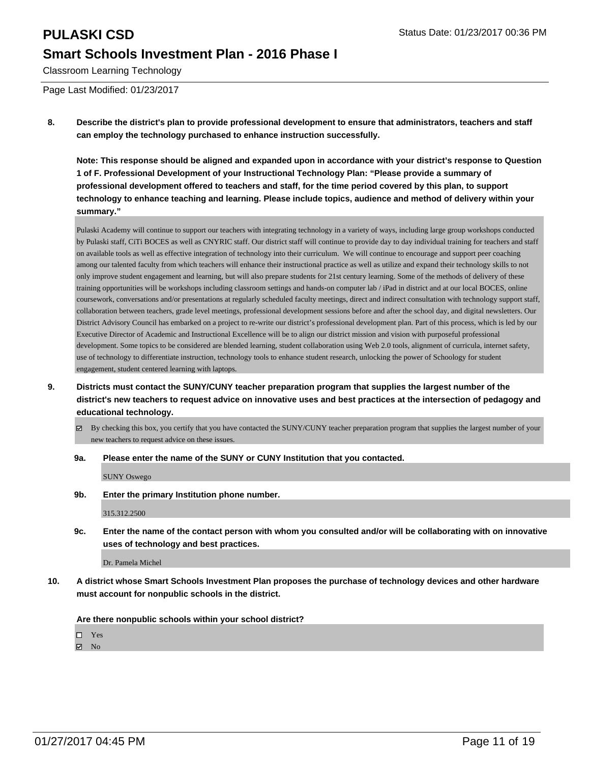# PULASKI CSD

## Smart Schools Investment Plan - 2016 Phase I

Classroom Learning Technology

Page Last Modified: 01/23/2017

**8. Describe the district's plan to provide professional development to ensure that administrators, teachers and staff can employ the technology purchased to enhance instruction successfully.**

**Note: This response should be aligned and expanded upon in accordance with your district's response to Question 1 of F. Professional Development of your Instructional Technology Plan: "Please provide a summary of professional development offered to teachers and staff, for the time period covered by this plan, to support technology to enhance teaching and learning. Please include topics, audience and method of delivery within your summary."**

Pulaski Academy will continue to support our teachers with integrating technology in a variety of ways, including large group workshops conducted by Pulaski staff, CiTi BOCES as well as CNYRIC staff. Our district staff will continue to provide day to day individual training for teachers and staff on available tools as well as effective integration of technology into their curriculum. We will continue to encourage and support peer coaching among our talented faculty from which teachers will enhance their instructional practice as well as utilize and expand their technology skills to not only improve student engagement and learning, but will also prepare students for 21st century learning. Some of the methods of delivery of these training opportunities will be workshops including classroom settings and hands-on computer lab / iPad in district and at our local BOCES, online coursework, conversations and/or presentations at regularly scheduled faculty meetings, direct and indirect consultation with technology support staff, collaboration between teachers, grade level meetings, professional development sessions before and after the school day, and digital newsletters. Our District Advisory Council has embarked on a project to re-write our district's professional development plan. Part of this process, which is led by our Executive Director of Academic and Instructional Excellence will be to align our district mission and vision with purposeful professional development. Some topics to be considered are blended learning, student collaboration using Web 2.0 tools, alignment of curricula, internet safety, use of technology to differentiate instruction, technology tools to enhance student research, unlocking the power of Schoology for student engagement, student centered learning with laptops.

**9. Districts must contact the SUNY/CUNY teacher preparation program that supplies the largest number of the district's new teachers to request advice on innovative uses and best practices at the intersection of pedagogy and educational technology.**

☑ By checking this box, you certify that you have contacted the SUNY/CUNY teacher preparation program that supplies the largest number of your new teachers to request advice on these issues.

**9a. Please enter the name of the SUNY or CUNY Institution that you contacted.**

SUNY Oswego

**9b. Enter the primary Institution phone number.**

315.312.2500

**9c. Enter the name of the contact person with whom you consulted and/or will be collaborating with on innovative uses of technology and best practices.**

Dr. Pamela Michel

**10. A district whose Smart Schools Investment Plan proposes the purchase of technology devices and other hardware must account for nonpublic schools in the district.**

**Are there nonpublic schools within your school district?**

☐ Yes
☑ No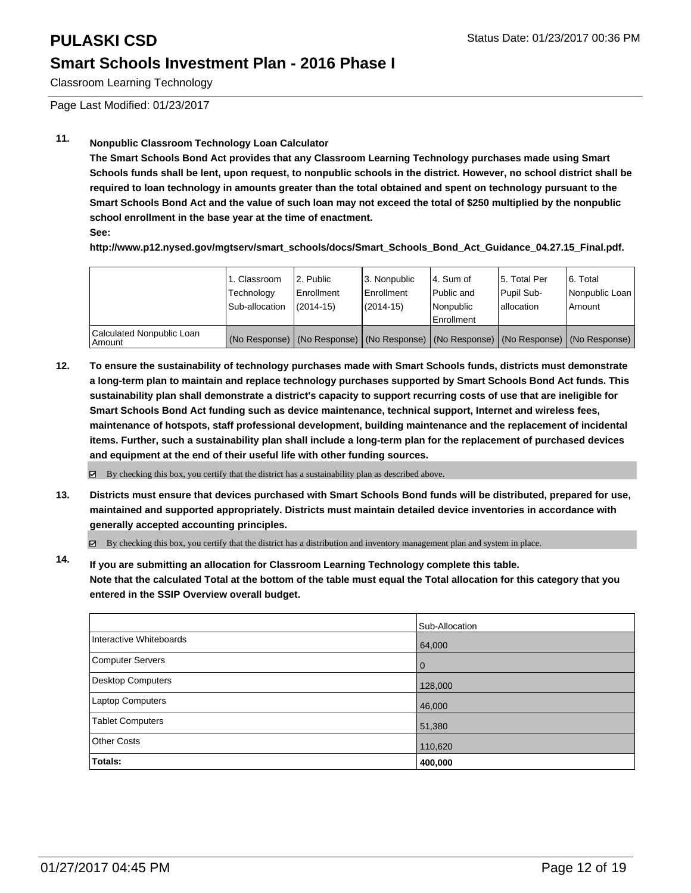# PULASKI CSD

## Smart Schools Investment Plan - 2016 Phase I

Classroom Learning Technology

Page Last Modified: 01/23/2017

**11. Nonpublic Classroom Technology Loan Calculator**

**The Smart Schools Bond Act provides that any Classroom Learning Technology purchases made using Smart Schools funds shall be lent, upon request, to nonpublic schools in the district. However, no school district shall be required to loan technology in amounts greater than the total obtained and spent on technology pursuant to the Smart Schools Bond Act and the value of such loan may not exceed the total of $250 multiplied by the nonpublic school enrollment in the base year at the time of enactment.**

**See:**

**http://www.p12.nysed.gov/mgtserv/smart_schools/docs/Smart_Schools_Bond_Act_Guidance_04.27.15_Final.pdf.**

| | 1. Classroom Technology Sub-allocation | 2. Public Enrollment (2014-15) | 3. Nonpublic Enrollment (2014-15) | 4. Sum of Public and Nonpublic Enrollment | 5. Total Per Pupil Sub-allocation | 6. Total Nonpublic Loan Amount |
|---|---|---|---|---|---|---|
| Calculated Nonpublic Loan Amount | (No Response) | (No Response) | (No Response) | (No Response) | (No Response) | (No Response) |

**12. To ensure the sustainability of technology purchases made with Smart Schools funds, districts must demonstrate a long-term plan to maintain and replace technology purchases supported by Smart Schools Bond Act funds. This sustainability plan shall demonstrate a district's capacity to support recurring costs of use that are ineligible for Smart Schools Bond Act funding such as device maintenance, technical support, Internet and wireless fees, maintenance of hotspots, staff professional development, building maintenance and the replacement of incidental items. Further, such a sustainability plan shall include a long-term plan for the replacement of purchased devices and equipment at the end of their useful life with other funding sources.**

☑ By checking this box, you certify that the district has a sustainability plan as described above.

**13. Districts must ensure that devices purchased with Smart Schools Bond funds will be distributed, prepared for use, maintained and supported appropriately. Districts must maintain detailed device inventories in accordance with generally accepted accounting principles.**

☑ By checking this box, you certify that the district has a distribution and inventory management plan and system in place.

**14. If you are submitting an allocation for Classroom Learning Technology complete this table. Note that the calculated Total at the bottom of the table must equal the Total allocation for this category that you entered in the SSIP Overview overall budget.**

| | Sub-Allocation |
|---|---|
| Interactive Whiteboards | 64,000 |
| Computer Servers | 0 |
| Desktop Computers | 128,000 |
| Laptop Computers | 46,000 |
| Tablet Computers | 51,380 |
| Other Costs | 110,620 |
| **Totals:** | **400,000** |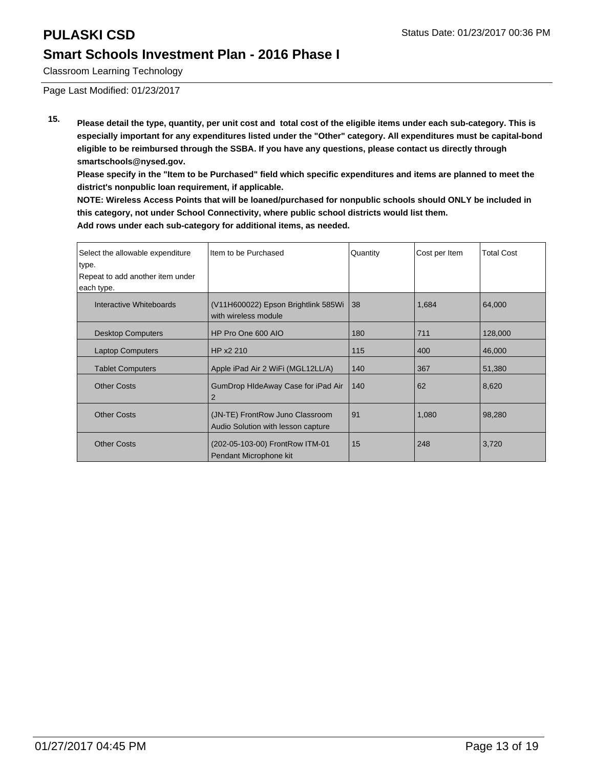# PULASKI CSD

## Smart Schools Investment Plan - 2016 Phase I

Classroom Learning Technology

Page Last Modified: 01/23/2017

**15. Please detail the type, quantity, per unit cost and total cost of the eligible items under each sub-category. This is especially important for any expenditures listed under the "Other" category. All expenditures must be capital-bond eligible to be reimbursed through the SSBA. If you have any questions, please contact us directly through smartschools@nysed.gov.**

**Please specify in the "Item to be Purchased" field which specific expenditures and items are planned to meet the district's nonpublic loan requirement, if applicable.**

**NOTE: Wireless Access Points that will be loaned/purchased for nonpublic schools should ONLY be included in this category, not under School Connectivity, where public school districts would list them.**

**Add rows under each sub-category for additional items, as needed.**

| Select the allowable expenditure type. Repeat to add another item under each type. | Item to be Purchased | Quantity | Cost per Item | Total Cost |
|---|---|---|---|---|
| Interactive Whiteboards | (V11H600022) Epson Brightlink 585Wi with wireless module | 38 | 1,684 | 64,000 |
| Desktop Computers | HP Pro One 600 AIO | 180 | 711 | 128,000 |
| Laptop Computers | HP x2 210 | 115 | 400 | 46,000 |
| Tablet Computers | Apple iPad Air 2 WiFi (MGL12LL/A) | 140 | 367 | 51,380 |
| Other Costs | GumDrop HIdeAway Case for iPad Air 2 | 140 | 62 | 8,620 |
| Other Costs | (JN-TE) FrontRow Juno Classroom Audio Solution with lesson capture | 91 | 1,080 | 98,280 |
| Other Costs | (202-05-103-00) FrontRow ITM-01 Pendant Microphone kit | 15 | 248 | 3,720 |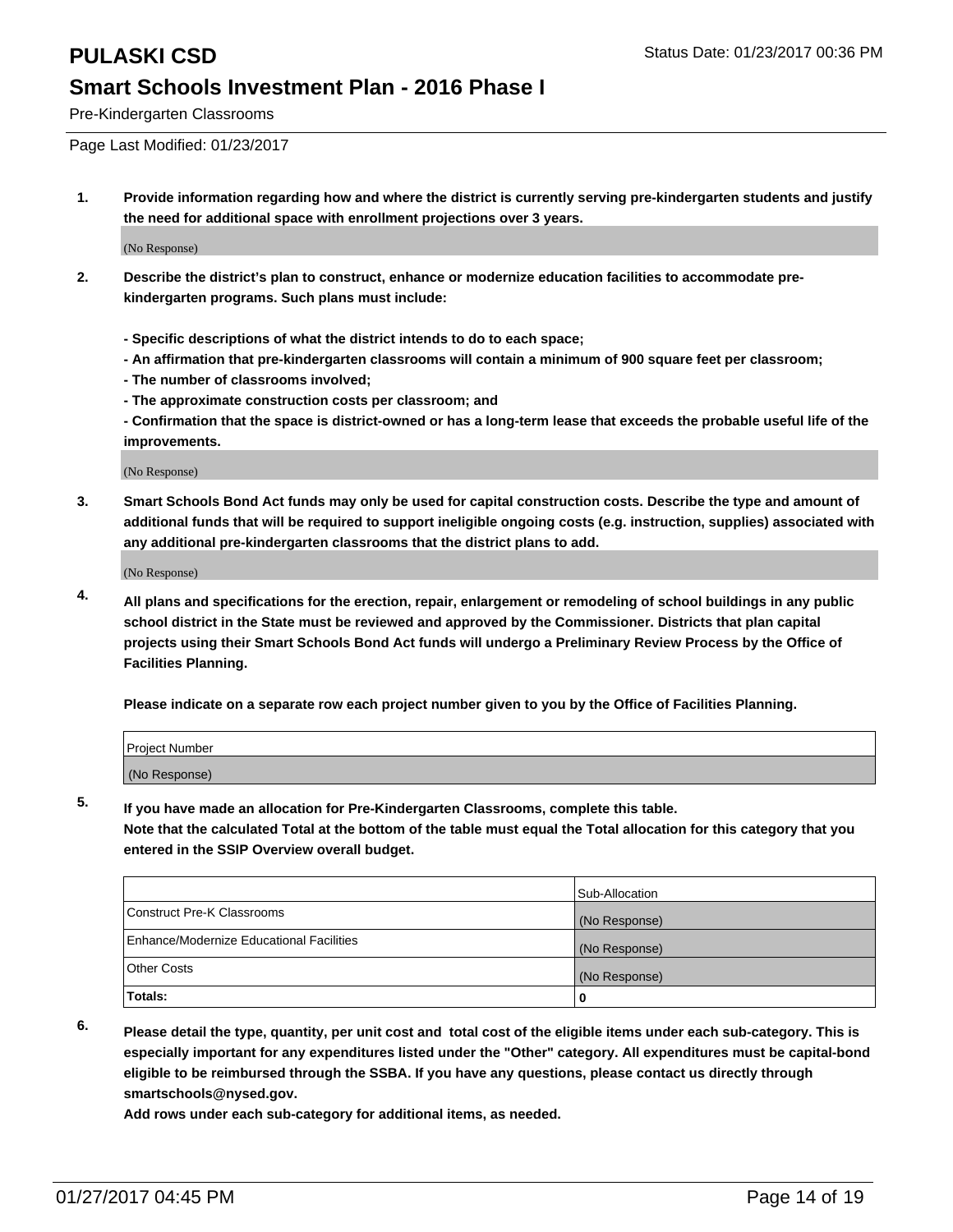# PULASKI CSD

Status Date: 01/23/2017 00:36 PM

## Smart Schools Investment Plan - 2016 Phase I

Pre-Kindergarten Classrooms

Page Last Modified: 01/23/2017

1. **Provide information regarding how and where the district is currently serving pre-kindergarten students and justify the need for additional space with enrollment projections over 3 years.**

   (No Response)

2. **Describe the district's plan to construct, enhance or modernize education facilities to accommodate pre-kindergarten programs. Such plans must include:**

   **- Specific descriptions of what the district intends to do to each space;**
   **- An affirmation that pre-kindergarten classrooms will contain a minimum of 900 square feet per classroom;**
   **- The number of classrooms involved;**
   **- The approximate construction costs per classroom; and**
   **- Confirmation that the space is district-owned or has a long-term lease that exceeds the probable useful life of the improvements.**

   (No Response)

3. **Smart Schools Bond Act funds may only be used for capital construction costs. Describe the type and amount of additional funds that will be required to support ineligible ongoing costs (e.g. instruction, supplies) associated with any additional pre-kindergarten classrooms that the district plans to add.**

   (No Response)

4. **All plans and specifications for the erection, repair, enlargement or remodeling of school buildings in any public school district in the State must be reviewed and approved by the Commissioner. Districts that plan capital projects using their Smart Schools Bond Act funds will undergo a Preliminary Review Process by the Office of Facilities Planning.**

   **Please indicate on a separate row each project number given to you by the Office of Facilities Planning.**

| Project Number |
| --- |
| (No Response) |

5. **If you have made an allocation for Pre-Kindergarten Classrooms, complete this table.**
   **Note that the calculated Total at the bottom of the table must equal the Total allocation for this category that you entered in the SSIP Overview overall budget.**

| | Sub-Allocation |
| --- | --- |
| Construct Pre-K Classrooms | (No Response) |
| Enhance/Modernize Educational Facilities | (No Response) |
| Other Costs | (No Response) |
| **Totals:** | **0** |

6. **Please detail the type, quantity, per unit cost and total cost of the eligible items under each sub-category. This is especially important for any expenditures listed under the "Other" category. All expenditures must be capital-bond eligible to be reimbursed through the SSBA. If you have any questions, please contact us directly through smartschools@nysed.gov.**

   **Add rows under each sub-category for additional items, as needed.**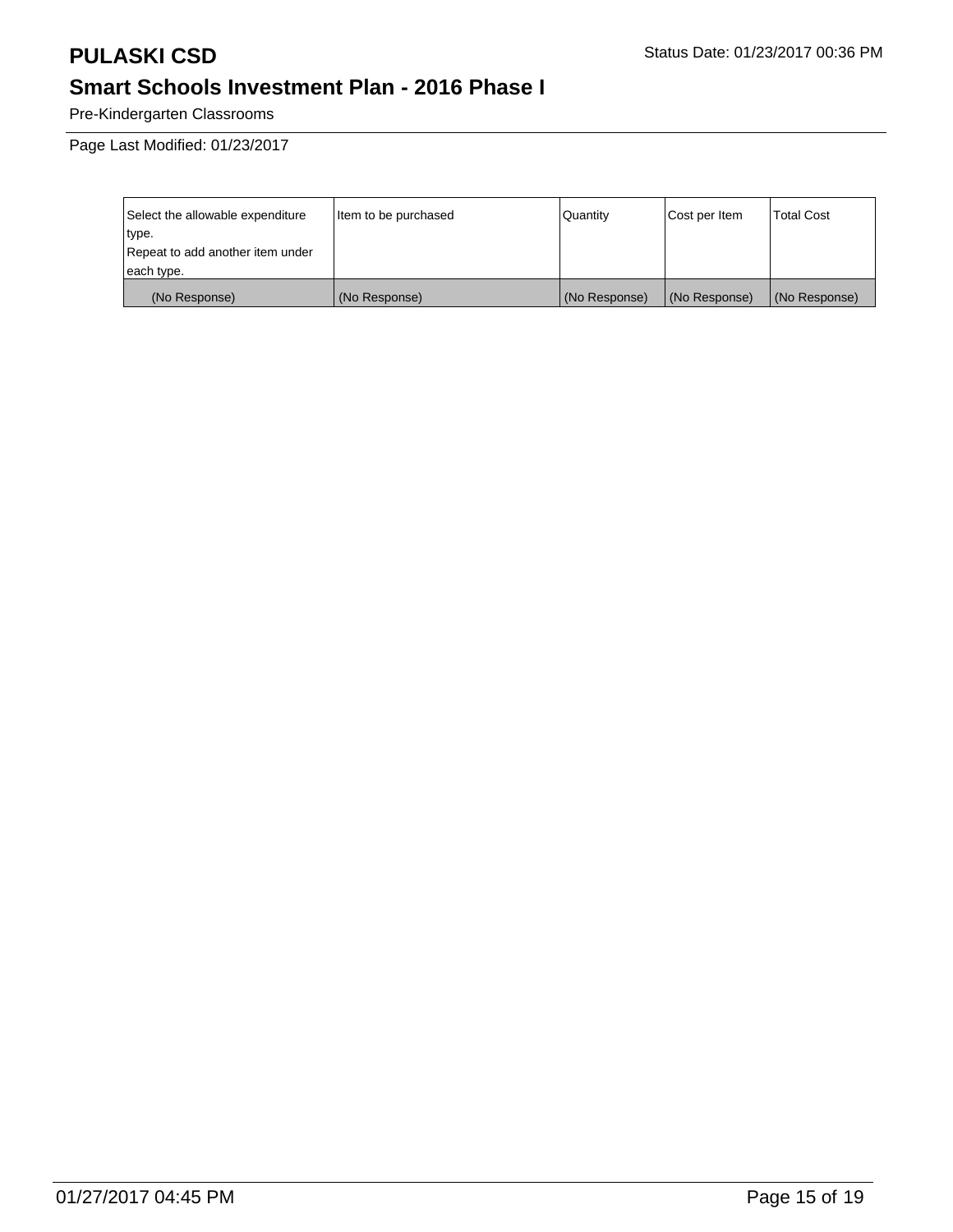# PULASKI CSD

## Smart Schools Investment Plan - 2016 Phase I

Pre-Kindergarten Classrooms

Status Date: 01/23/2017 00:36 PM

Page Last Modified: 01/23/2017

| Select the allowable expenditure type. Repeat to add another item under each type. | Item to be purchased | Quantity | Cost per Item | Total Cost |
|---|---|---|---|---|
| (No Response) | (No Response) | (No Response) | (No Response) | (No Response) |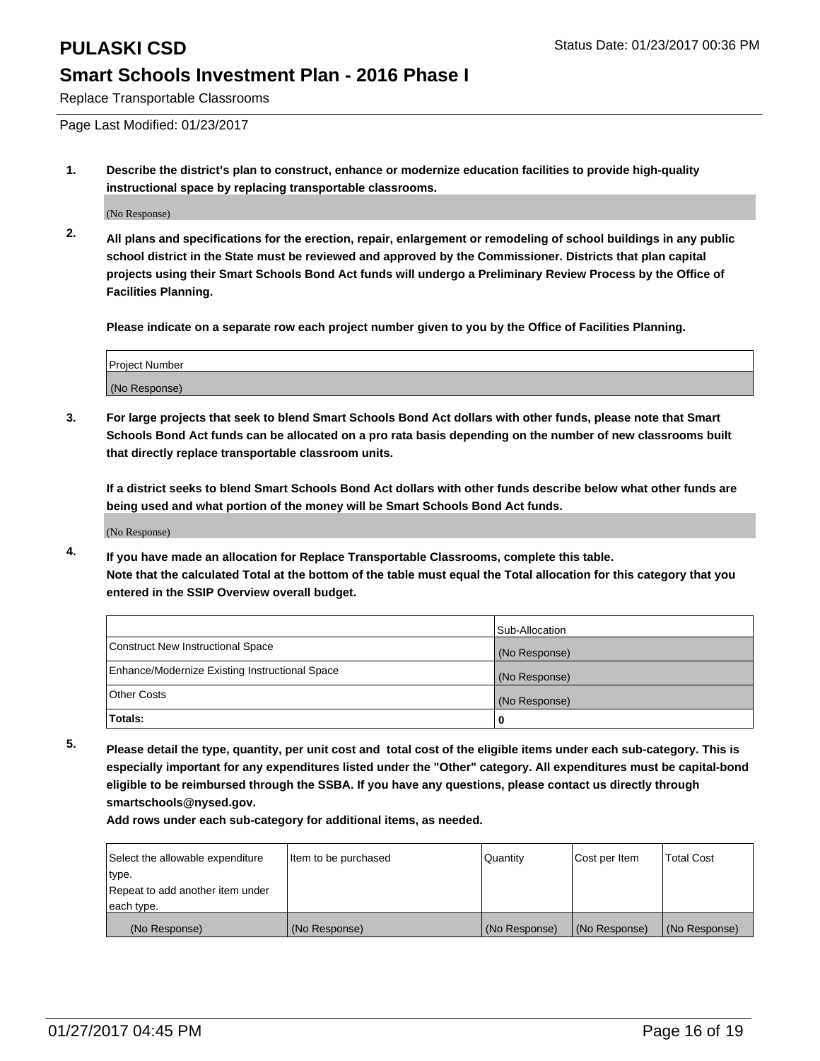# PULASKI CSD

## Smart Schools Investment Plan - 2016 Phase I

Replace Transportable Classrooms

Status Date: 01/23/2017 00:36 PM

Page Last Modified: 01/23/2017

**1. Describe the district's plan to construct, enhance or modernize education facilities to provide high-quality instructional space by replacing transportable classrooms.**

(No Response)

**2. All plans and specifications for the erection, repair, enlargement or remodeling of school buildings in any public school district in the State must be reviewed and approved by the Commissioner. Districts that plan capital projects using their Smart Schools Bond Act funds will undergo a Preliminary Review Process by the Office of Facilities Planning.**

**Please indicate on a separate row each project number given to you by the Office of Facilities Planning.**

| Project Number |
|---|
| (No Response) |

**3. For large projects that seek to blend Smart Schools Bond Act dollars with other funds, please note that Smart Schools Bond Act funds can be allocated on a pro rata basis depending on the number of new classrooms built that directly replace transportable classroom units.**

**If a district seeks to blend Smart Schools Bond Act dollars with other funds describe below what other funds are being used and what portion of the money will be Smart Schools Bond Act funds.**

(No Response)

**4. If you have made an allocation for Replace Transportable Classrooms, complete this table. Note that the calculated Total at the bottom of the table must equal the Total allocation for this category that you entered in the SSIP Overview overall budget.**

| | Sub-Allocation |
|---|---|
| Construct New Instructional Space | (No Response) |
| Enhance/Modernize Existing Instructional Space | (No Response) |
| Other Costs | (No Response) |
| **Totals:** | **0** |

**5. Please detail the type, quantity, per unit cost and total cost of the eligible items under each sub-category. This is especially important for any expenditures listed under the "Other" category. All expenditures must be capital-bond eligible to be reimbursed through the SSBA. If you have any questions, please contact us directly through smartschools@nysed.gov.**

**Add rows under each sub-category for additional items, as needed.**

| Select the allowable expenditure type. Repeat to add another item under each type. | Item to be purchased | Quantity | Cost per Item | Total Cost |
|---|---|---|---|---|
| (No Response) | (No Response) | (No Response) | (No Response) | (No Response) |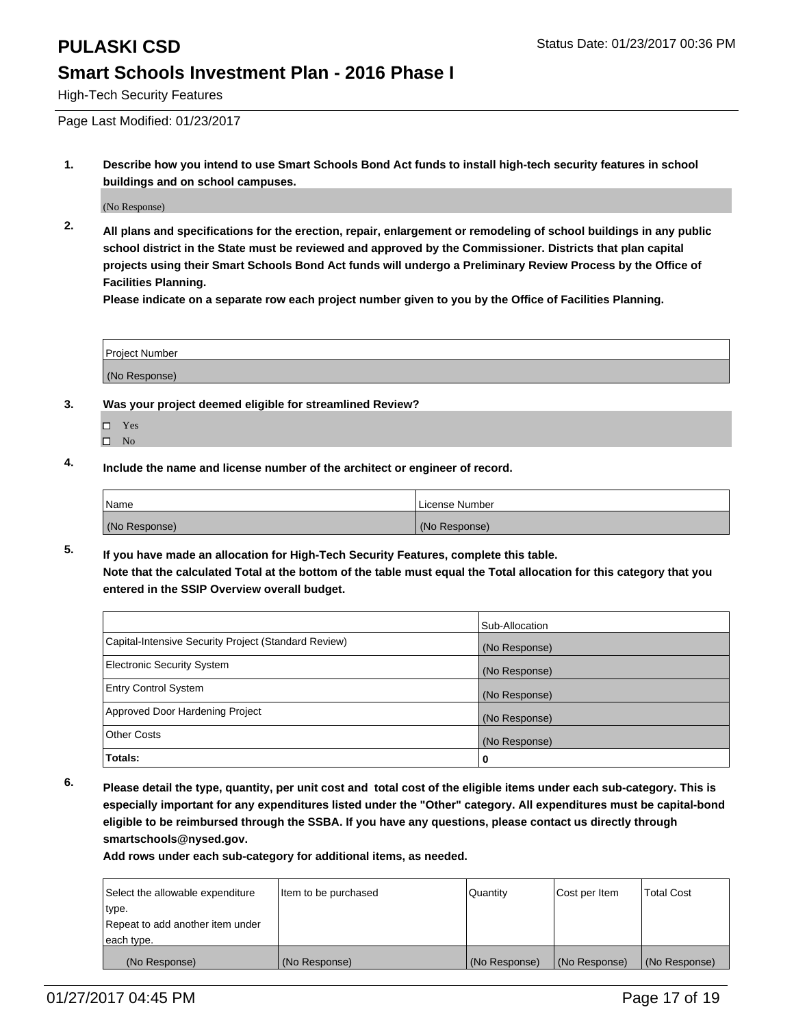# PULASKI CSD

Status Date: 01/23/2017 00:36 PM

## Smart Schools Investment Plan - 2016 Phase I

High-Tech Security Features

Page Last Modified: 01/23/2017

**1. Describe how you intend to use Smart Schools Bond Act funds to install high-tech security features in school buildings and on school campuses.**

(No Response)

**2. All plans and specifications for the erection, repair, enlargement or remodeling of school buildings in any public school district in the State must be reviewed and approved by the Commissioner. Districts that plan capital projects using their Smart Schools Bond Act funds will undergo a Preliminary Review Process by the Office of Facilities Planning.**
**Please indicate on a separate row each project number given to you by the Office of Facilities Planning.**

| Project Number |
|---|
| (No Response) |

**3. Was your project deemed eligible for streamlined Review?**

- ☐ Yes
- ☐ No

**4. Include the name and license number of the architect or engineer of record.**

| Name | License Number |
|---|---|
| (No Response) | (No Response) |

**5. If you have made an allocation for High-Tech Security Features, complete this table.**
**Note that the calculated Total at the bottom of the table must equal the Total allocation for this category that you entered in the SSIP Overview overall budget.**

| | Sub-Allocation |
|---|---|
| Capital-Intensive Security Project (Standard Review) | (No Response) |
| Electronic Security System | (No Response) |
| Entry Control System | (No Response) |
| Approved Door Hardening Project | (No Response) |
| Other Costs | (No Response) |
| **Totals:** | **0** |

**6. Please detail the type, quantity, per unit cost and total cost of the eligible items under each sub-category. This is especially important for any expenditures listed under the "Other" category. All expenditures must be capital-bond eligible to be reimbursed through the SSBA. If you have any questions, please contact us directly through smartschools@nysed.gov.**
**Add rows under each sub-category for additional items, as needed.**

| Select the allowable expenditure type. Repeat to add another item under each type. | Item to be purchased | Quantity | Cost per Item | Total Cost |
|---|---|---|---|---|
| (No Response) | (No Response) | (No Response) | (No Response) | (No Response) |

01/27/2017 04:45 PM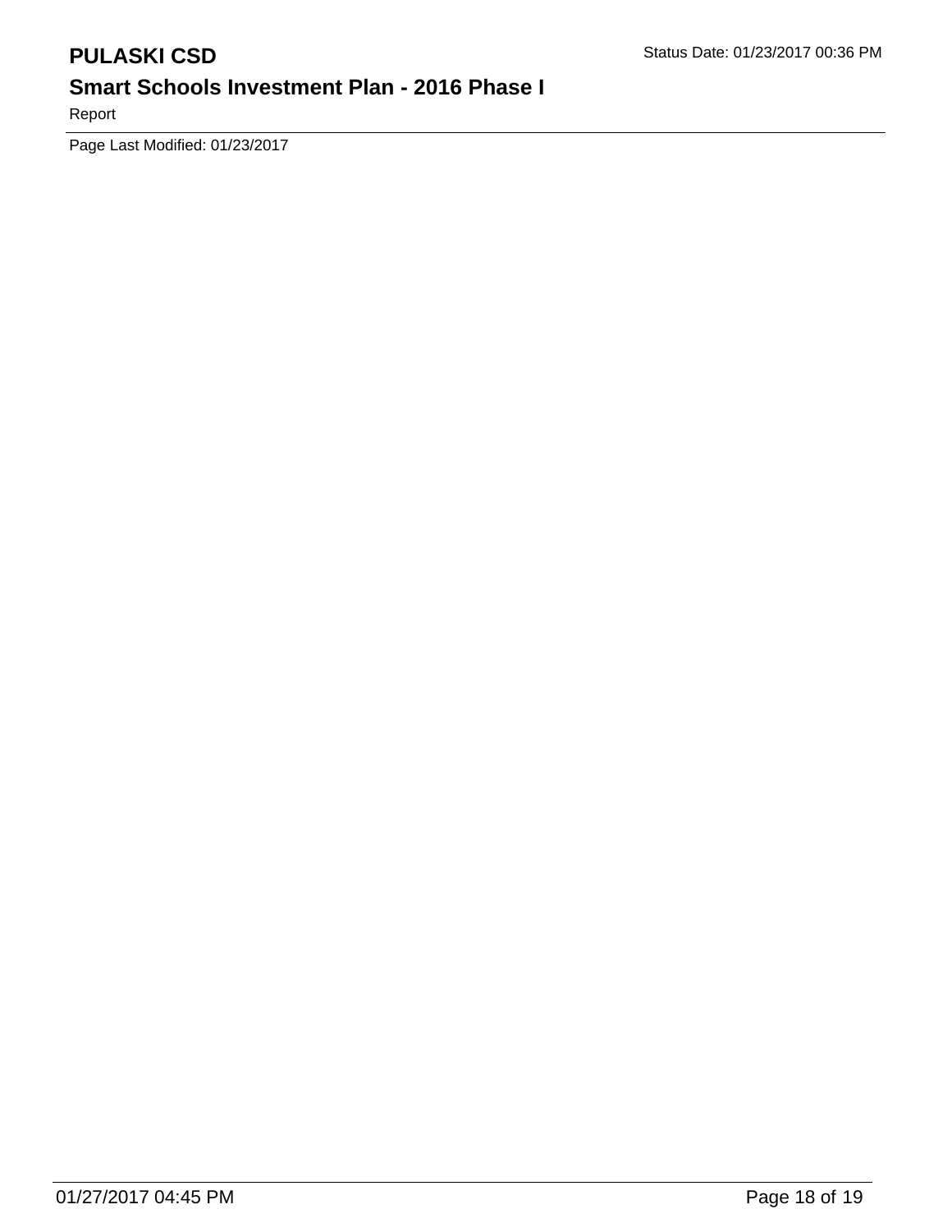Page Last Modified: 01/23/2017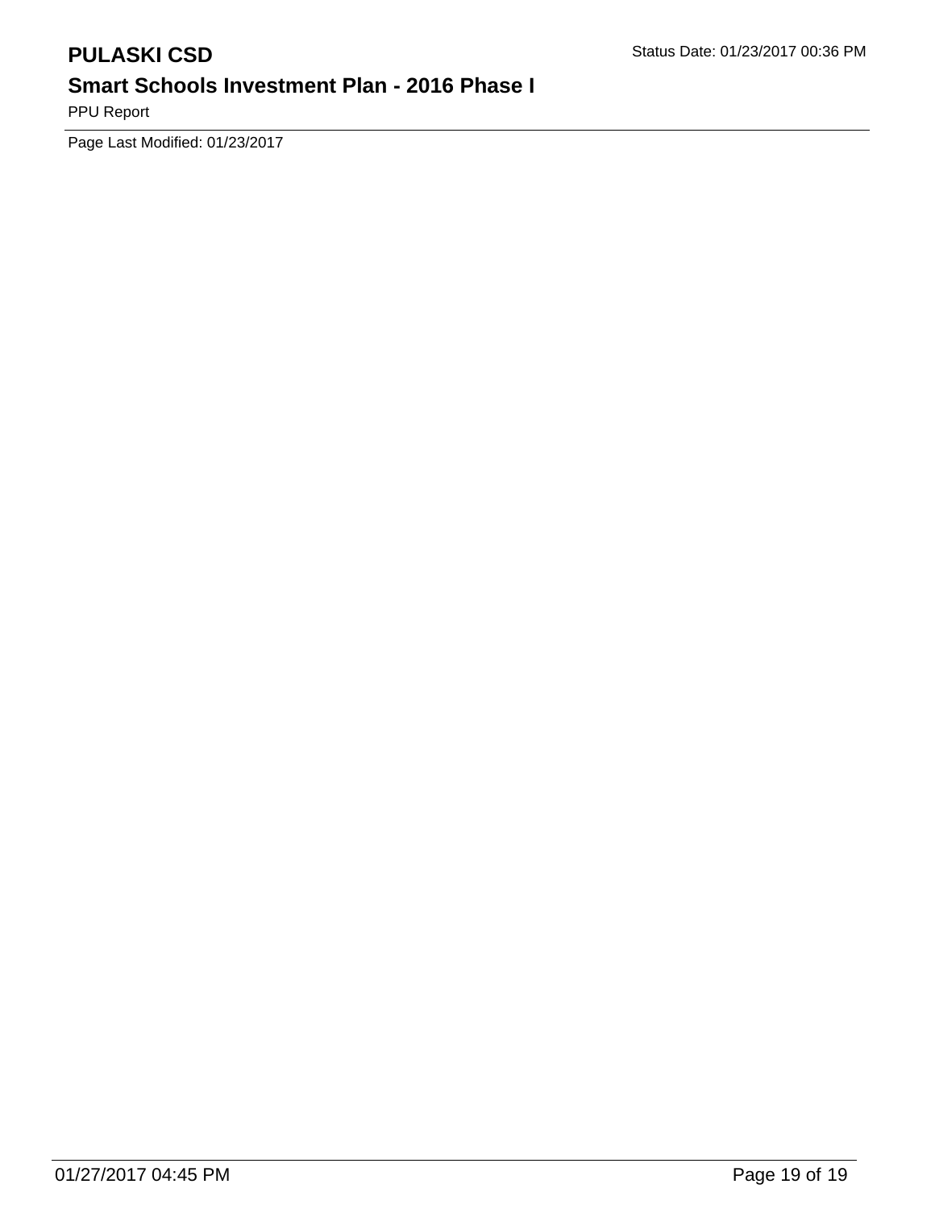Page Last Modified: 01/23/2017